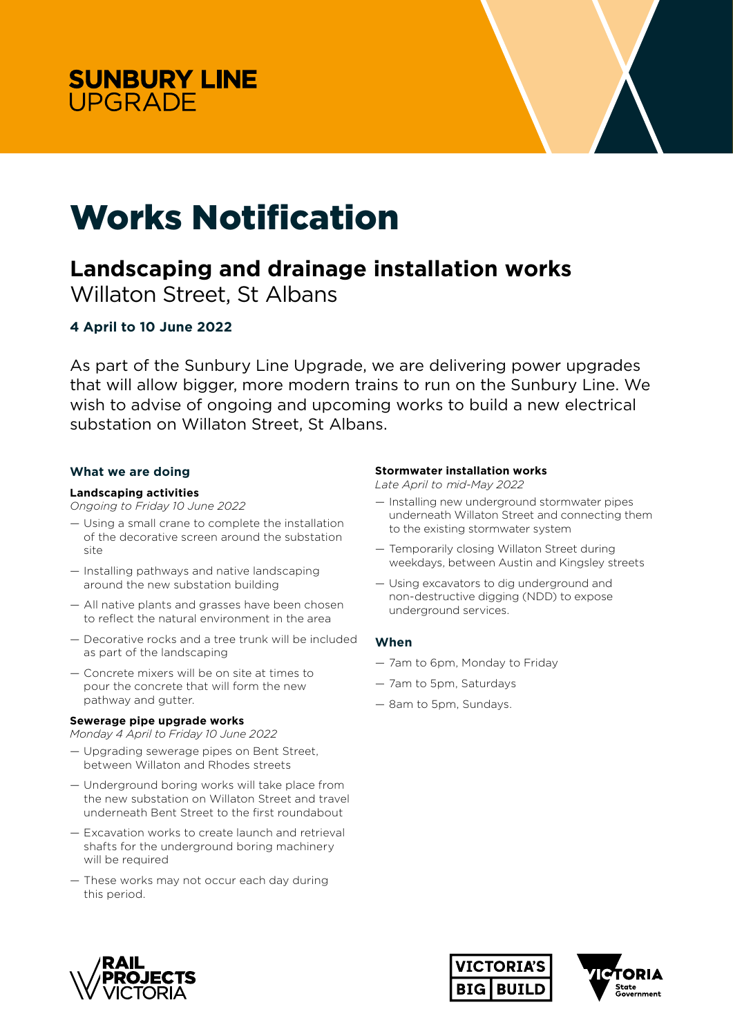SUNBURY LINE UPGRADE

# Works Notification

## Landscaping and drainage installation works

Willaton Street, St Albans

**4 April to 10 June 2022**

As part of the Sunbury Line Upgrade, we are delivering power upgrades that will allow bigger, more modern trains to run on the Sunbury Line. We wish to advise of ongoing and upcoming works to build a new electrical substation on Willaton Street, St Albans.

### What we are doing

**Landscaping activities**

*Ongoing to Friday 10 June 2022*

- Using a small crane to complete the installation of the decorative screen around the substation site
- Installing pathways and native landscaping around the new substation building
- All native plants and grasses have been chosen to reflect the natural environment in the area
- Decorative rocks and a tree trunk will be included as part of the landscaping
- Concrete mixers will be on site at times to pour the concrete that will form the new pathway and gutter.

**Sewerage pipe upgrade works**

*Monday 4 April to Friday 10 June 2022*

- Upgrading sewerage pipes on Bent Street, between Willaton and Rhodes streets
- Underground boring works will take place from the new substation on Willaton Street and travel underneath Bent Street to the first roundabout
- Excavation works to create launch and retrieval shafts for the underground boring machinery will be required
- These works may not occur each day during this period.

**Stormwater installation works**

*Late April to mid-May 2022*

- Installing new underground stormwater pipes underneath Willaton Street and connecting them to the existing stormwater system
- Temporarily closing Willaton Street during weekdays, between Austin and Kingsley streets
- Using excavators to dig underground and non-destructive digging (NDD) to expose underground services.

### When

- 7am to 6pm, Monday to Friday
- 7am to 5pm, Saturdays
- 8am to 5pm, Sundays.

RAIL PROJECTS VICTORIA | VICTORIA'S BIG BUILD | VICTORIA State Government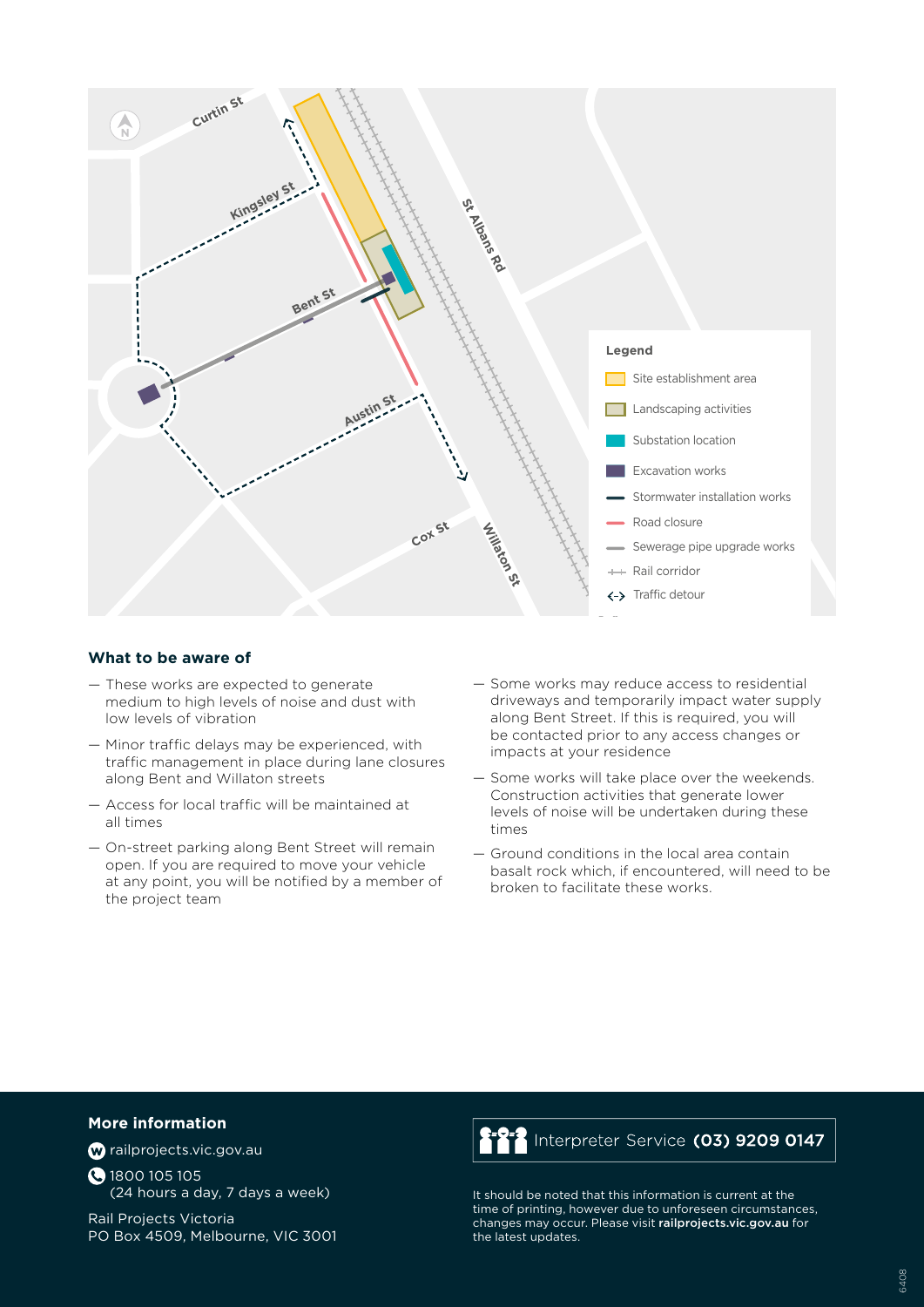Curtin St

Kingsley St

Bent St

Austin St

Cox St

St Albans Rd

Willaton St

Legend

Site establishment area

Landscaping activities

Substation location

Excavation works

Stormwater installation works

Road closure

Sewerage pipe upgrade works

Rail corridor

Traffic detour

## What to be aware of

- These works are expected to generate medium to high levels of noise and dust with low levels of vibration
- Minor traffic delays may be experienced, with traffic management in place during lane closures along Bent and Willaton streets
- Access for local traffic will be maintained at all times
- On-street parking along Bent Street will remain open. If you are required to move your vehicle at any point, you will be notified by a member of the project team
- Some works may reduce access to residential driveways and temporarily impact water supply along Bent Street. If this is required, you will be contacted prior to any access changes or impacts at your residence
- Some works will take place over the weekends. Construction activities that generate lower levels of noise will be undertaken during these times
- Ground conditions in the local area contain basalt rock which, if encountered, will need to be broken to facilitate these works.

## More information

railprojects.vic.gov.au

1800 105 105
(24 hours a day, 7 days a week)

Rail Projects Victoria
PO Box 4509, Melbourne, VIC 3001

Interpreter Service **(03) 9209 0147**

It should be noted that this information is current at the time of printing, however due to unforeseen circumstances, changes may occur. Please visit **railprojects.vic.gov.au** for the latest updates.

6408